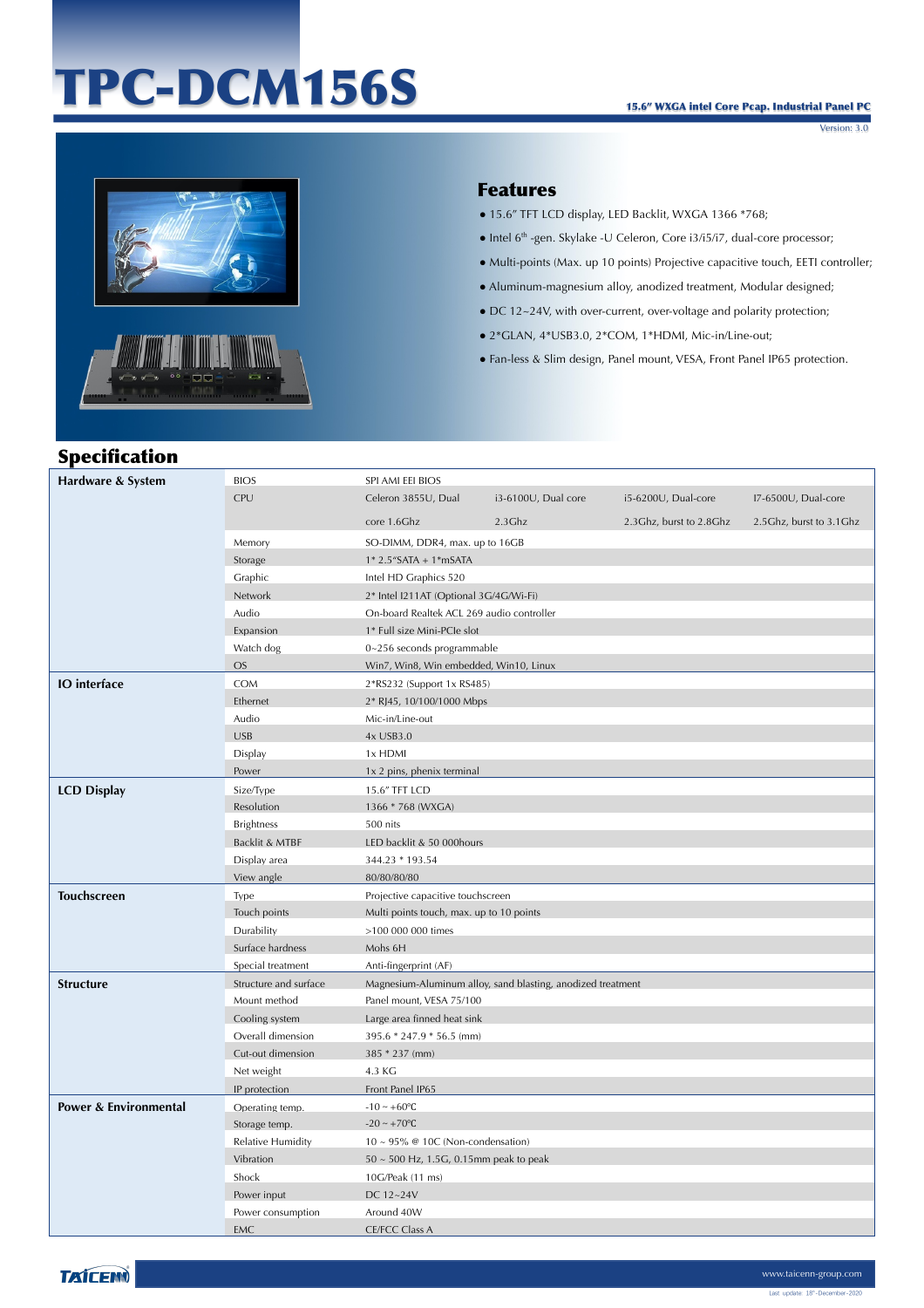# TPC-DCM156S

**15.6" WXGA intel Core Pcap. Industrial Panel PC**

Version: 3.0

## Features

- 15.6" TFT LCD display, LED Backlit, WXGA 1366 *768;
- Intel 6th -gen. Skylake -U Celeron, Core i3/i5/i7, dual-core processor;
- Multi-points (Max. up 10 points) Projective capacitive touch, EETI controller;
- Aluminum-magnesium alloy, anodized treatment, Modular designed;
- DC 12~24V, with over-current, over-voltage and polarity protection;
- 2*GLAN, 4*USB3.0, 2*COM, 1*HDMI, Mic-in/Line-out;
- Fan-less & Slim design, Panel mount, VESA, Front Panel IP65 protection.

## Specification

| | | | | | |
|---|---|---|---|---|---|
| **Hardware & System** | BIOS | SPI AMI EEI BIOS | | | |
| | CPU | Celeron 3855U, Dual core 1.6Ghz | i3-6100U, Dual core 2.3Ghz | i5-6200U, Dual-core 2.3Ghz, burst to 2.8Ghz | I7-6500U, Dual-core 2.5Ghz, burst to 3.1Ghz |
| | Memory | SO-DIMM, DDR4, max. up to 16GB | | | |
| | Storage | 1* 2.5"SATA + 1*mSATA | | | |
| | Graphic | Intel HD Graphics 520 | | | |
| | Network | 2* Intel I211AT (Optional 3G/4G/Wi-Fi) | | | |
| | Audio | On-board Realtek ACL 269 audio controller | | | |
| | Expansion | 1* Full size Mini-PCIe slot | | | |
| | Watch dog | 0~256 seconds programmable | | | |
| | OS | Win7, Win8, Win embedded, Win10, Linux | | | |
| **IO interface** | COM | 2*RS232 (Support 1x RS485) | | | |
| | Ethernet | 2* RJ45, 10/100/1000 Mbps | | | |
| | Audio | Mic-in/Line-out | | | |
| | USB | 4x USB3.0 | | | |
| | Display | 1x HDMI | | | |
| | Power | 1x 2 pins, phenix terminal | | | |
| **LCD Display** | Size/Type | 15.6" TFT LCD | | | |
| | Resolution | 1366 * 768 (WXGA) | | | |
| | Brightness | 500 nits | | | |
| | Backlit & MTBF | LED backlit & 50 000hours | | | |
| | Display area | 344.23 * 193.54 | | | |
| | View angle | 80/80/80/80 | | | |
| **Touchscreen** | Type | Projective capacitive touchscreen | | | |
| | Touch points | Multi points touch, max. up to 10 points | | | |
| | Durability | >100 000 000 times | | | |
| | Surface hardness | Mohs 6H | | | |
| | Special treatment | Anti-fingerprint (AF) | | | |
| **Structure** | Structure and surface | Magnesium-Aluminum alloy, sand blasting, anodized treatment | | | |
| | Mount method | Panel mount, VESA 75/100 | | | |
| | Cooling system | Large area finned heat sink | | | |
| | Overall dimension | 395.6 * 247.9 * 56.5 (mm) | | | |
| | Cut-out dimension | 385 * 237 (mm) | | | |
| | Net weight | 4.3 KG | | | |
| | IP protection | Front Panel IP65 | | | |
| **Power & Environmental** | Operating temp. | -10 ~ +60℃ | | | |
| | Storage temp. | -20 ~ +70℃ | | | |
| | Relative Humidity | 10 ~ 95% @ 10C (Non-condensation) | | | |
| | Vibration | 50 ~ 500 Hz, 1.5G, 0.15mm peak to peak | | | |
| | Shock | 10G/Peak (11 ms) | | | |
| | Power input | DC 12~24V | | | |
| | Power consumption | Around 40W | | | |
| | EMC | CE/FCC Class A | | | |

www.taicenn-group.com

Last update 18th-December-2020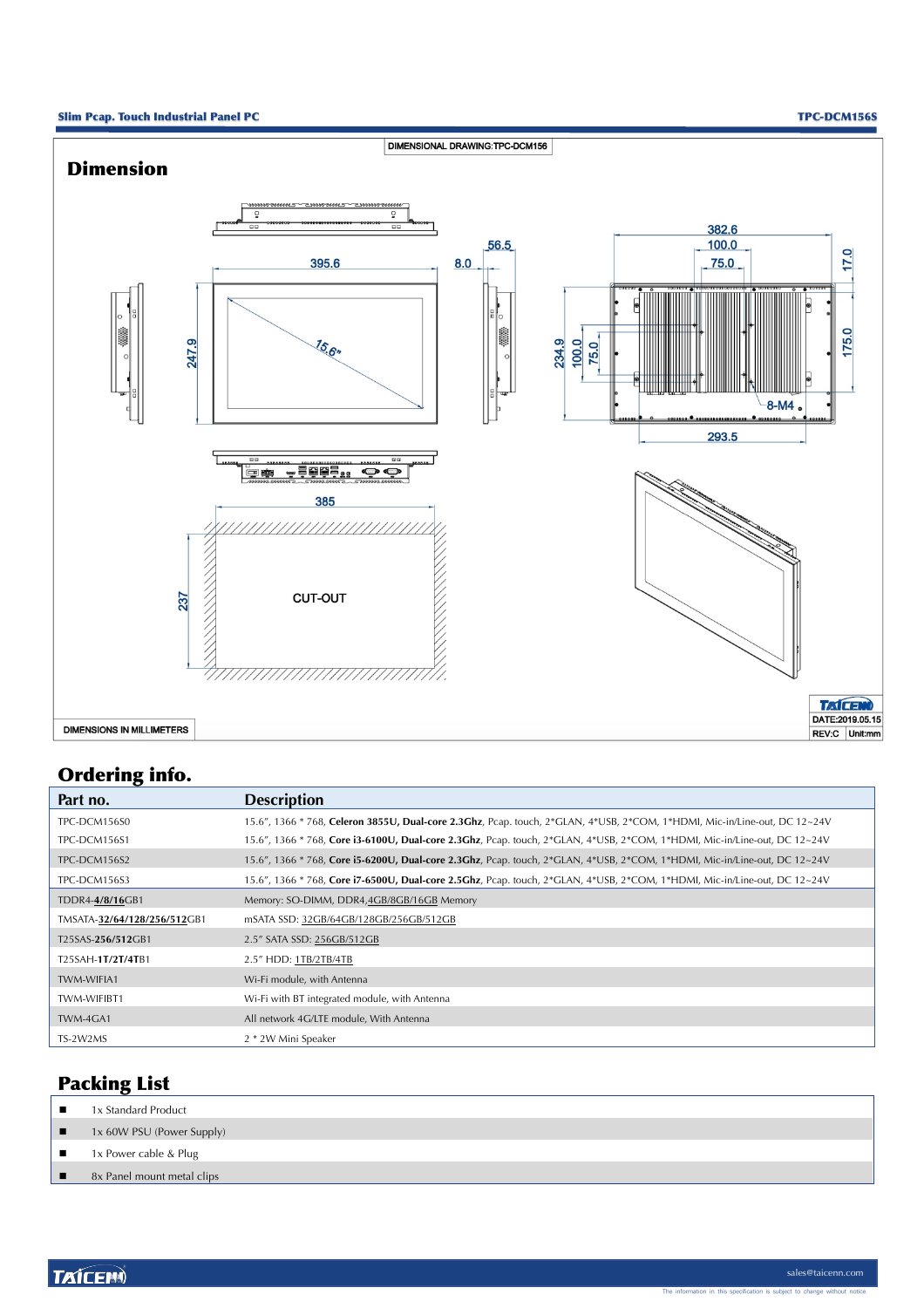## Dimension

DIMENSIONAL DRAWING:TPC-DCM156

395.6
8.0
56.5
382.6
100.0
75.0
17.0
247.9
15.6"
234.9
100.0
75.0
175.0
8-M4
293.5
385
237
CUT-OUT

DIMENSIONS IN MILLIMETERS

DATE:2019.05.15
REV:C
Unit:mm

## Ordering info.

| Part no. | Description |
|---|---|
| TPC-DCM156S0 | 15.6", 1366 * 768, **Celeron 3855U, Dual-core 2.3Ghz**, Pcap. touch, 2*GLAN, 4*USB, 2*COM, 1*HDMI, Mic-in/Line-out, DC 12~24V |
| TPC-DCM156S1 | 15.6", 1366 * 768, **Core i3-6100U, Dual-core 2.3Ghz**, Pcap. touch, 2*GLAN, 4*USB, 2*COM, 1*HDMI, Mic-in/Line-out, DC 12~24V |
| TPC-DCM156S2 | 15.6", 1366 * 768, **Core i5-6200U, Dual-core 2.3Ghz**, Pcap. touch, 2*GLAN, 4*USB, 2*COM, 1*HDMI, Mic-in/Line-out, DC 12~24V |
| TPC-DCM156S3 | 15.6", 1366 * 768, **Core i7-6500U, Dual-core 2.5Ghz**, Pcap. touch, 2*GLAN, 4*USB, 2*COM, 1*HDMI, Mic-in/Line-out, DC 12~24V |
| TDDR4-**4/8/16**GB1 | Memory: SO-DIMM, DDR4,4GB/8GB/16GB Memory |
| TMSATA-**32/64/128/256/512**GB1 | mSATA SSD: 32GB/64GB/128GB/256GB/512GB |
| T25SAS-**256/512**GB1 | 2.5" SATA SSD: 256GB/512GB |
| T25SAH-**1T/2T/4T**B1 | 2.5" HDD: 1TB/2TB/4TB |
| TWM-WIFIA1 | Wi-Fi module, with Antenna |
| TWM-WIFIBT1 | Wi-Fi with BT integrated module, with Antenna |
| TWM-4GA1 | All network 4G/LTE module, With Antenna |
| TS-2W2MS | 2 * 2W Mini Speaker |

## Packing List

- 1x Standard Product
- 1x 60W PSU (Power Supply)
- 1x Power cable & Plug
- 8x Panel mount metal clips

sales@taicenn.com

The information in this specification is subject to change without notice